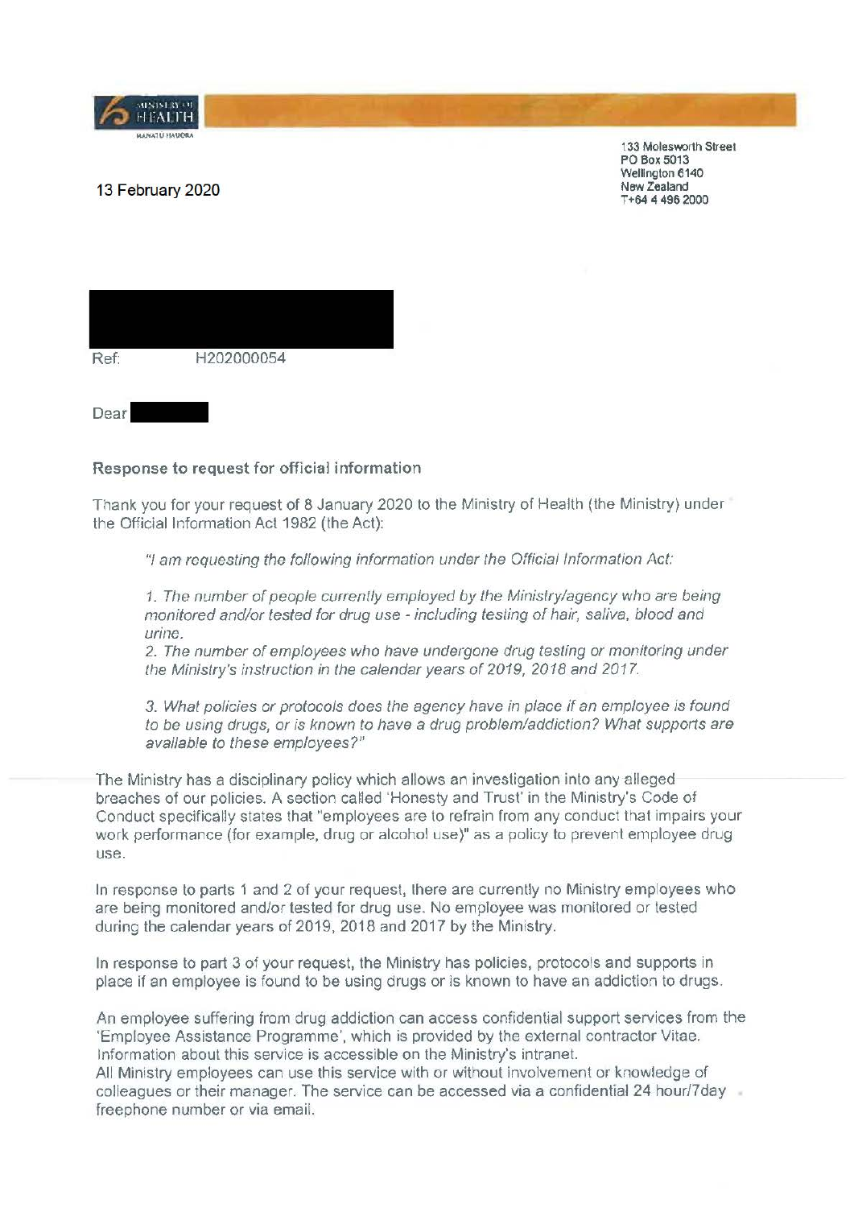MINISTRY OF HEALTH
MANATŪ HAUORA

13 February 2020

133 Molesworth Street
PO Box 5013
Wellington 6140
New Zealand
T+64 4 496 2000

Ref: H202000054

Dear

**Response to request for official information**

Thank you for your request of 8 January 2020 to the Ministry of Health (the Ministry) under the Official Information Act 1982 (the Act):

> *"I am requesting the following information under the Official Information Act:*
>
> *1. The number of people currently employed by the Ministry/agency who are being monitored and/or tested for drug use - including testing of hair, saliva, blood and urine.*
>
> *2. The number of employees who have undergone drug testing or monitoring under the Ministry's instruction in the calendar years of 2019, 2018 and 2017.*
>
> *3. What policies or protocols does the agency have in place if an employee is found to be using drugs, or is known to have a drug problem/addiction? What supports are available to these employees?"*

The Ministry has a disciplinary policy which allows an investigation into any alleged breaches of our policies. A section called 'Honesty and Trust' in the Ministry's Code of Conduct specifically states that "employees are to refrain from any conduct that impairs your work performance (for example, drug or alcohol use)" as a policy to prevent employee drug use.

In response to parts 1 and 2 of your request, there are currently no Ministry employees who are being monitored and/or tested for drug use. No employee was monitored or tested during the calendar years of 2019, 2018 and 2017 by the Ministry.

In response to part 3 of your request, the Ministry has policies, protocols and supports in place if an employee is found to be using drugs or is known to have an addiction to drugs.

An employee suffering from drug addiction can access confidential support services from the 'Employee Assistance Programme', which is provided by the external contractor Vitae. Information about this service is accessible on the Ministry's intranet.
All Ministry employees can use this service with or without involvement or knowledge of colleagues or their manager. The service can be accessed via a confidential 24 hour/7day freephone number or via email.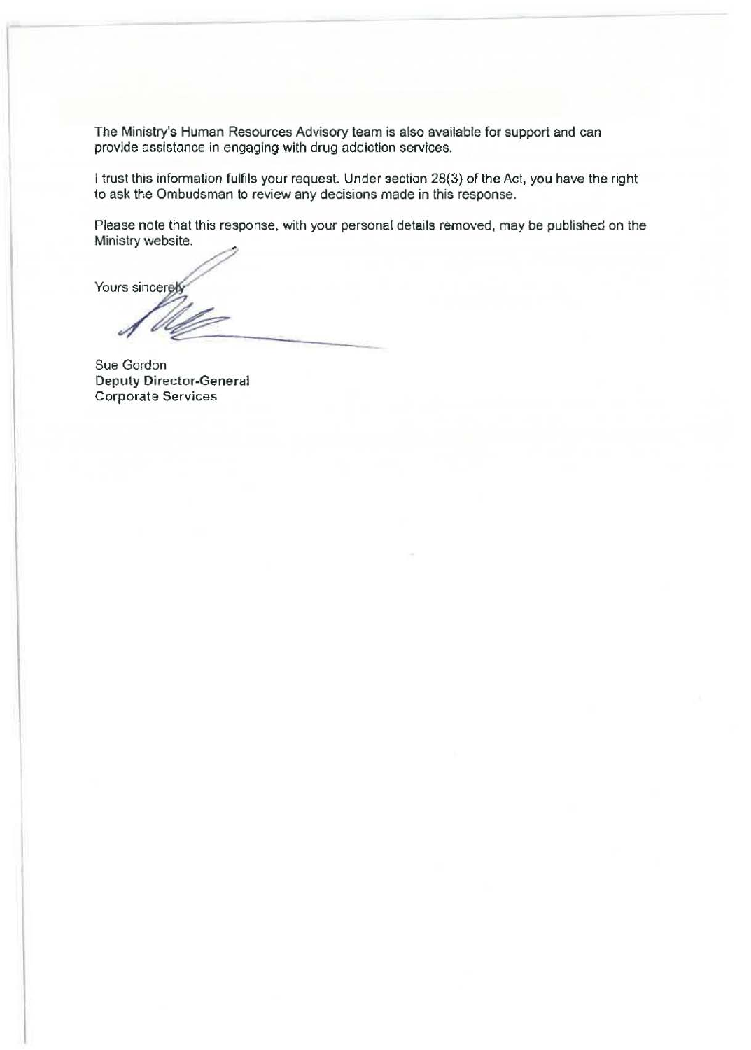The Ministry's Human Resources Advisory team is also available for support and can provide assistance in engaging with drug addiction services.

I trust this information fulfils your request. Under section 28(3) of the Act, you have the right to ask the Ombudsman to review any decisions made in this response.

Please note that this response, with your personal details removed, may be published on the Ministry website.

Yours sincerely

Sue Gordon
**Deputy Director-General**
**Corporate Services**